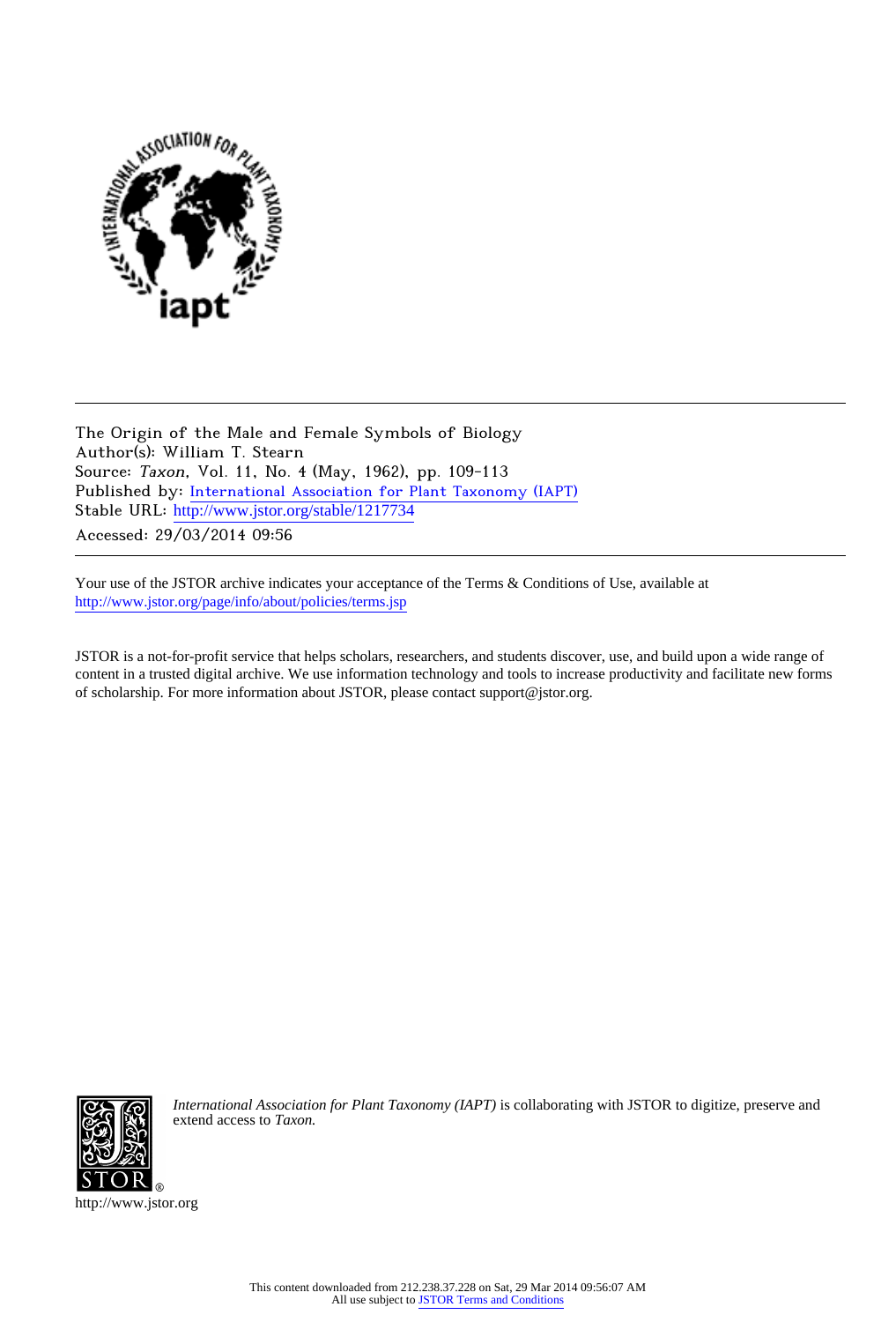The Origin of the Male and Female Symbols of Biology
Author(s): William T. Stearn
Source: *Taxon*, Vol. 11, No. 4 (May, 1962), pp. 109-113
Published by: International Association for Plant Taxonomy (IAPT)
Stable URL: http://www.jstor.org/stable/1217734
Accessed: 29/03/2014 09:56

Your use of the JSTOR archive indicates your acceptance of the Terms & Conditions of Use, available at http://www.jstor.org/page/info/about/policies/terms.jsp

JSTOR is a not-for-profit service that helps scholars, researchers, and students discover, use, and build upon a wide range of content in a trusted digital archive. We use information technology and tools to increase productivity and facilitate new forms of scholarship. For more information about JSTOR, please contact support@jstor.org.

*International Association for Plant Taxonomy (IAPT)* is collaborating with JSTOR to digitize, preserve and extend access to *Taxon.*

http://www.jstor.org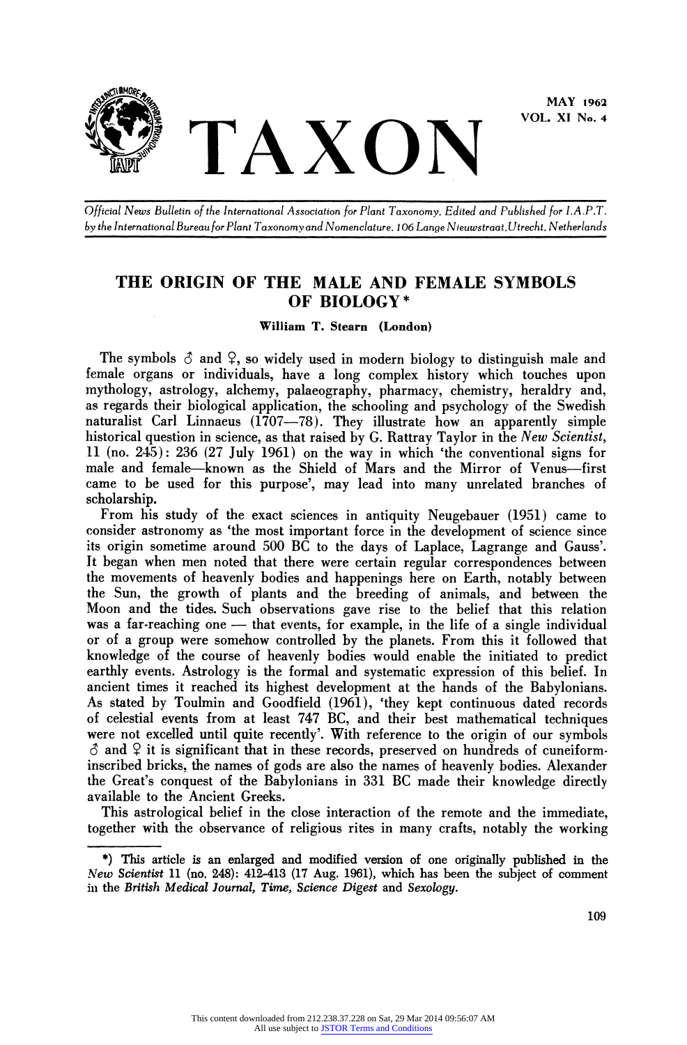# THE ORIGIN OF THE MALE AND FEMALE SYMBOLS OF BIOLOGY *

**William T. Stearn (London)**

The symbols ♂ and ♀, so widely used in modern biology to distinguish male and female organs or individuals, have a long complex history which touches upon mythology, astrology, alchemy, palaeography, pharmacy, chemistry, heraldry and, as regards their biological application, the schooling and psychology of the Swedish naturalist Carl Linnaeus (1707—78). They illustrate how an apparently simple historical question in science, as that raised by G. Rattray Taylor in the *New Scientist*, 11 (no. 245): 236 (27 July 1961) on the way in which 'the conventional signs for male and female—known as the Shield of Mars and the Mirror of Venus—first came to be used for this purpose', may lead into many unrelated branches of scholarship.

From his study of the exact sciences in antiquity Neugebauer (1951) came to consider astronomy as 'the most important force in the development of science since its origin sometime around 500 BC to the days of Laplace, Lagrange and Gauss'. It began when men noted that there were certain regular correspondences between the movements of heavenly bodies and happenings here on Earth, notably between the Sun, the growth of plants and the breeding of animals, and between the Moon and the tides. Such observations gave rise to the belief that this relation was a far-reaching one — that events, for example, in the life of a single individual or of a group were somehow controlled by the planets. From this it followed that knowledge of the course of heavenly bodies would enable the initiated to predict earthly events. Astrology is the formal and systematic expression of this belief. In ancient times it reached its highest development at the hands of the Babylonians. As stated by Toulmin and Goodfield (1961), 'they kept continuous dated records of celestial events from at least 747 BC, and their best mathematical techniques were not excelled until quite recently'. With reference to the origin of our symbols ♂ and ♀ it is significant that in these records, preserved on hundreds of cuneiform-inscribed bricks, the names of gods are also the names of heavenly bodies. Alexander the Great's conquest of the Babylonians in 331 BC made their knowledge directly available to the Ancient Greeks.

This astrological belief in the close interaction of the remote and the immediate, together with the observance of religious rites in many crafts, notably the working

---

*) This article is an enlarged and modified version of one originally published in the *New Scientist* 11 (no. 248): 412-413 (17 Aug. 1961), which has been the subject of comment in the *British Medical Journal*, *Time*, *Science Digest* and *Sexology*.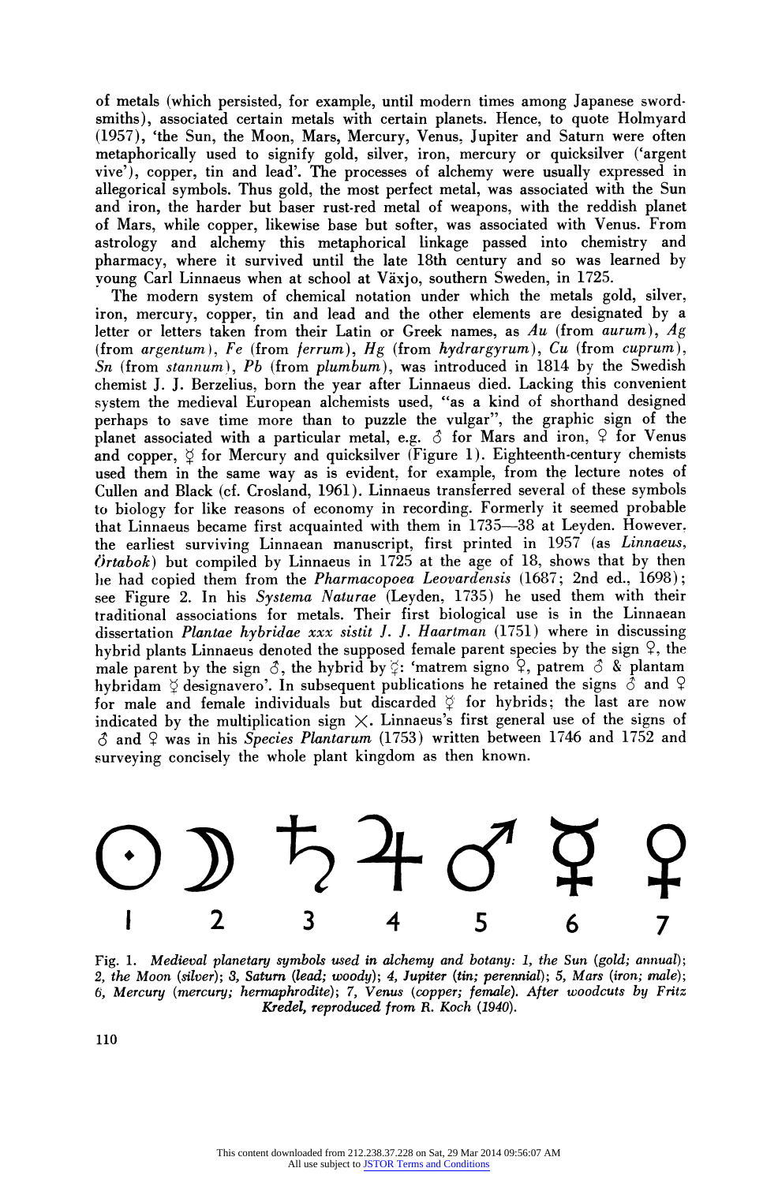of metals (which persisted, for example, until modern times among Japanese swordsmiths), associated certain metals with certain planets. Hence, to quote Holmyard (1957), 'the Sun, the Moon, Mars, Mercury, Venus, Jupiter and Saturn were often metaphorically used to signify gold, silver, iron, mercury or quicksilver ('argent vive'), copper, tin and lead'. The processes of alchemy were usually expressed in allegorical symbols. Thus gold, the most perfect metal, was associated with the Sun and iron, the harder but baser rust-red metal of weapons, with the reddish planet of Mars, while copper, likewise base but softer, was associated with Venus. From astrology and alchemy this metaphorical linkage passed into chemistry and pharmacy, where it survived until the late 18th century and so was learned by young Carl Linnaeus when at school at Växjo, southern Sweden, in 1725.

The modern system of chemical notation under which the metals gold, silver, iron, mercury, copper, tin and lead and the other elements are designated by a letter or letters taken from their Latin or Greek names, as *Au* (from *aurum*), *Ag* (from *argentum*), *Fe* (from *ferrum*), *Hg* (from *hydrargyrum*), *Cu* (from *cuprum*), *Sn* (from *stannum*), *Pb* (from *plumbum*), was introduced in 1814 by the Swedish chemist J. J. Berzelius, born the year after Linnaeus died. Lacking this convenient system the medieval European alchemists used, "as a kind of shorthand designed perhaps to save time more than to puzzle the vulgar", the graphic sign of the planet associated with a particular metal, e.g. ♂ for Mars and iron, ♀ for Venus and copper, ☿ for Mercury and quicksilver (Figure 1). Eighteenth-century chemists used them in the same way as is evident, for example, from the lecture notes of Cullen and Black (cf. Crosland, 1961). Linnaeus transferred several of these symbols to biology for like reasons of economy in recording. Formerly it seemed probable that Linnaeus became first acquainted with them in 1735—38 at Leyden. However, the earliest surviving Linnaean manuscript, first printed in 1957 (as *Linnaeus, Örtabok*) but compiled by Linnaeus in 1725 at the age of 18, shows that by then he had copied them from the *Pharmacopoea Leovardensis* (1687; 2nd ed., 1698); see Figure 2. In his *Systema Naturae* (Leyden, 1735) he used them with their traditional associations for metals. Their first biological use is in the Linnaean dissertation *Plantae hybridae xxx sistit J. J. Haartman* (1751) where in discussing hybrid plants Linnaeus denoted the supposed female parent species by the sign ♀, the male parent by the sign ♂, the hybrid by ☿: 'matrem signo ♀, patrem ♂ & plantam hybridam ☿ designavero'. In subsequent publications he retained the signs ♂ and ♀ for male and female individuals but discarded ☿ for hybrids; the last are now indicated by the multiplication sign ×. Linnaeus's first general use of the signs of ♂ and ♀ was in his *Species Plantarum* (1753) written between 1746 and 1752 and surveying concisely the whole plant kingdom as then known.

☉ ☽ ♄ ♃ ♂ ☿ ♀
1 2 3 4 5 6 7

Fig. 1. *Medieval planetary symbols used in alchemy and botany: 1, the Sun (gold; annual); 2, the Moon (silver); 3, Saturn (lead; woody); 4, Jupiter (tin; perennial); 5, Mars (iron; male); 6, Mercury (mercury; hermaphrodite); 7, Venus (copper; female). After woodcuts by Fritz Kredel, reproduced from R. Koch (1940).*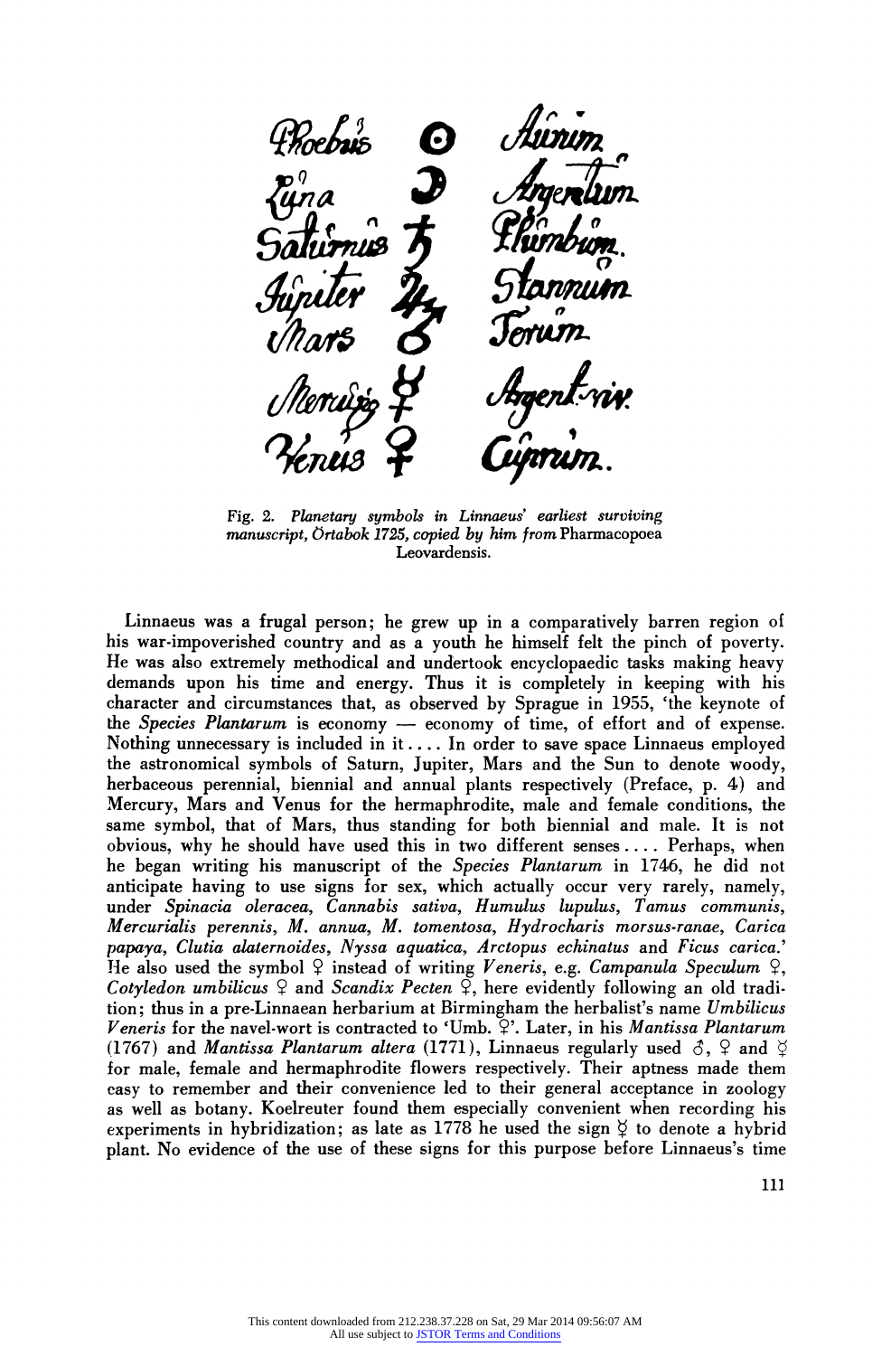Phoebus ☉ Aurum
Luna ☽ Argentum
Saturnus ♄ Plumbum.
Jupiter ♃ Stannum
Mars ♂ Ferrum
Mercurius ☿ Argent: viv.
Venus ♀ Cuprum.

Fig. 2. *Planetary symbols in Linnaeus' earliest surviving manuscript, Örtabok 1725, copied by him from* Pharmacopoea Leovardensis.

Linnaeus was a frugal person; he grew up in a comparatively barren region of his war-impoverished country and as a youth he himself felt the pinch of poverty. He was also extremely methodical and undertook encyclopaedic tasks making heavy demands upon his time and energy. Thus it is completely in keeping with his character and circumstances that, as observed by Sprague in 1955, 'the keynote of the *Species Plantarum* is economy — economy of time, of effort and of expense. Nothing unnecessary is included in it .... In order to save space Linnaeus employed the astronomical symbols of Saturn, Jupiter, Mars and the Sun to denote woody, herbaceous perennial, biennial and annual plants respectively (Preface, p. 4) and Mercury, Mars and Venus for the hermaphrodite, male and female conditions, the same symbol, that of Mars, thus standing for both biennial and male. It is not obvious, why he should have used this in two different senses .... Perhaps, when he began writing his manuscript of the *Species Plantarum* in 1746, he did not anticipate having to use signs for sex, which actually occur very rarely, namely, under *Spinacia oleracea, Cannabis sativa, Humulus lupulus, Tamus communis, Mercurialis perennis, M. annua, M. tomentosa, Hydrocharis morsus-ranae, Carica papaya, Clutia alaternoides, Nyssa aquatica, Arctopus echinatus* and *Ficus carica*.' He also used the symbol ♀ instead of writing *Veneris*, e.g. *Campanula Speculum* ♀, *Cotyledon umbilicus* ♀ and *Scandix Pecten* ♀, here evidently following an old tradition; thus in a pre-Linnaean herbarium at Birmingham the herbalist's name *Umbilicus Veneris* for the navel-wort is contracted to 'Umb. ♀'. Later, in his *Mantissa Plantarum* (1767) and *Mantissa Plantarum altera* (1771), Linnaeus regularly used ♂, ♀ and ☿ for male, female and hermaphrodite flowers respectively. Their aptness made them easy to remember and their convenience led to their general acceptance in zoology as well as botany. Koelreuter found them especially convenient when recording his experiments in hybridization; as late as 1778 he used the sign ☿ to denote a hybrid plant. No evidence of the use of these signs for this purpose before Linnaeus's time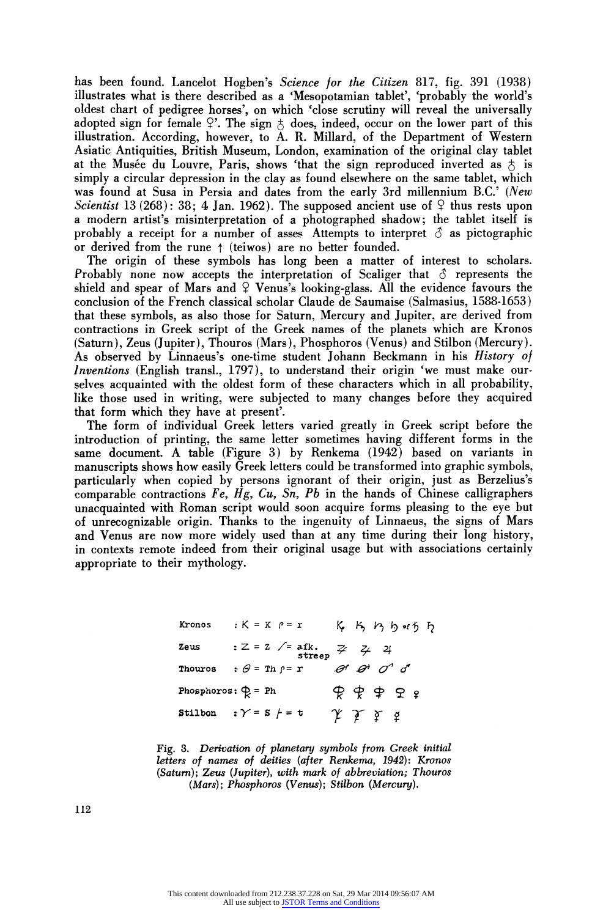has been found. Lancelot Hogben's *Science for the Citizen* 817, fig. 391 (1938) illustrates what is there described as a 'Mesopotamian tablet', 'probably the world's oldest chart of pedigree horses', on which 'close scrutiny will reveal the universally adopted sign for female ♀'. The sign ♁ does, indeed, occur on the lower part of this illustration. According, however, to A. R. Millard, of the Department of Western Asiatic Antiquities, British Museum, London, examination of the original clay tablet at the Musée du Louvre, Paris, shows 'that the sign reproduced inverted as ♁ is simply a circular depression in the clay as found elsewhere on the same tablet, which was found at Susa in Persia and dates from the early 3rd millennium B.C.' (*New Scientist* 13 (268): 38; 4 Jan. 1962). The supposed ancient use of ♀ thus rests upon a modern artist's misinterpretation of a photographed shadow; the tablet itself is probably a receipt for a number of asses Attempts to interpret ♂ as pictographic or derived from the rune ↑ (teiwos) are no better founded.

The origin of these symbols has long been a matter of interest to scholars. Probably none now accepts the interpretation of Scaliger that ♂ represents the shield and spear of Mars and ♀ Venus's looking-glass. All the evidence favours the conclusion of the French classical scholar Claude de Saumaise (Salmasius, 1588-1653) that these symbols, as also those for Saturn, Mercury and Jupiter, are derived from contractions in Greek script of the Greek names of the planets which are Kronos (Saturn), Zeus (Jupiter), Thouros (Mars), Phosphoros (Venus) and Stilbon (Mercury). As observed by Linnaeus's one-time student Johann Beckmann in his *History of Inventions* (English transl., 1797), to understand their origin 'we must make ourselves acquainted with the oldest form of these characters which in all probability, like those used in writing, were subjected to many changes before they acquired that form which they have at present'.

The form of individual Greek letters varied greatly in Greek script before the introduction of printing, the same letter sometimes having different forms in the same document. A table (Figure 3) by Renkema (1942) based on variants in manuscripts shows how easily Greek letters could be transformed into graphic symbols, particularly when copied by persons ignorant of their origin, just as Berzelius's comparable contractions *Fe, Hg, Cu, Sn, Pb* in the hands of Chinese calligraphers unacquainted with Roman script would soon acquire forms pleasing to the eye but of unrecognizable origin. Thanks to the ingenuity of Linnaeus, the signs of Mars and Venus are now more widely used than at any time during their long history, in contexts remote indeed from their original usage but with associations certainly appropriate to their mythology.

| | | |
|---|---|---|
| Kronos | : Κ = K ρ = r | ♄ ♄ ♄ ♄ of ♄ ♄ |
| Zeus | : Ζ = Z ∕ = afk. streep | ♃ ♃ ♃ |
| Thouros | : Θ = Th ρ = r | ♂ ♂ ♂ ♂ |
| Phosphoros | : Φ = Ph | ♀ ♀ ♀ ♀ ♀ |
| Stilbon | : Υ = S ⊦ = t | ☿ ☿ ☿ ☿ |

Fig. 3. *Derivation of planetary symbols from Greek initial letters of names of deities (after Renkema, 1942): Kronos (Saturn); Zeus (Jupiter), with mark of abbreviation; Thouros (Mars); Phosphoros (Venus); Stilbon (Mercury).*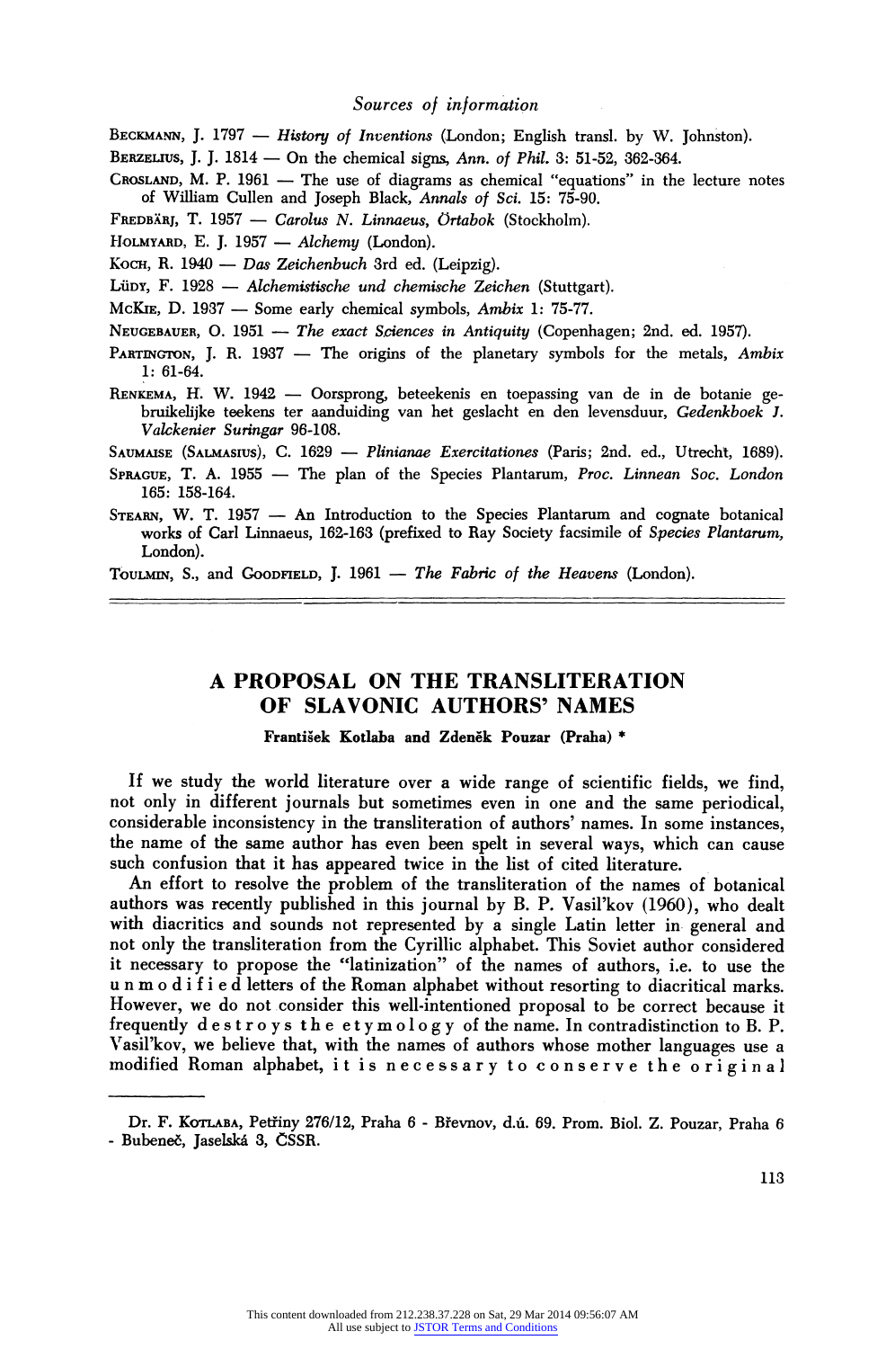## Sources of information

BECKMANN, J. 1797 — *History of Inventions* (London; English transl. by W. Johnston).

BERZELIUS, J. J. 1814 — On the chemical signs, *Ann. of Phil.* 3: 51-52, 362-364.

CROSLAND, M. P. 1961 — The use of diagrams as chemical "equations" in the lecture notes of William Cullen and Joseph Black, *Annals of Sci.* 15: 75-90.

FREDBÄRJ, T. 1957 — *Carolus N. Linnaeus, Örtabok* (Stockholm).

HOLMYARD, E. J. 1957 — *Alchemy* (London).

KOCH, R. 1940 — *Das Zeichenbuch* 3rd ed. (Leipzig).

LÜDY, F. 1928 — *Alchemistische und chemische Zeichen* (Stuttgart).

MCKIE, D. 1937 — Some early chemical symbols, *Ambix* 1: 75-77.

NEUGEBAUER, O. 1951 — *The exact Sciences in Antiquity* (Copenhagen; 2nd. ed. 1957).

PARTINGTON, J. R. 1937 — The origins of the planetary symbols for the metals, *Ambix* 1: 61-64.

RENKEMA, H. W. 1942 — Oorsprong, beteekenis en toepassing van de in de botanie gebruikelijke teekens ter aanduiding van het geslacht en den levensduur, *Gedenkboek J. Valckenier Suringar* 96-108.

SAUMAISE (SALMASIUS), C. 1629 — *Plinianae Exercitationes* (Paris; 2nd. ed., Utrecht, 1689).

SPRAGUE, T. A. 1955 — The plan of the Species Plantarum, *Proc. Linnean Soc. London* 165: 158-164.

STEARN, W. T. 1957 — An Introduction to the Species Plantarum and cognate botanical works of Carl Linnaeus, 162-163 (prefixed to Ray Society facsimile of *Species Plantarum*, London).

TOULMIN, S., and GOODFIELD, J. 1961 — *The Fabric of the Heavens* (London).

# A PROPOSAL ON THE TRANSLITERATION OF SLAVONIC AUTHORS' NAMES

**František Kotlaba and Zdeněk Pouzar (Praha) \***

If we study the world literature over a wide range of scientific fields, we find, not only in different journals but sometimes even in one and the same periodical, considerable inconsistency in the transliteration of authors' names. In some instances, the name of the same author has even been spelt in several ways, which can cause such confusion that it has appeared twice in the list of cited literature.

An effort to resolve the problem of the transliteration of the names of botanical authors was recently published in this journal by B. P. Vasil'kov (1960), who dealt with diacritics and sounds not represented by a single Latin letter in general and not only the transliteration from the Cyrillic alphabet. This Soviet author considered it necessary to propose the "latinization" of the names of authors, i.e. to use the u n m o d i f i e d letters of the Roman alphabet without resorting to diacritical marks. However, we do not consider this well-intentioned proposal to be correct because it frequently d e s t r o y s t h e e t y m o l o g y of the name. In contradistinction to B. P. Vasil'kov, we believe that, with the names of authors whose mother languages use a modified Roman alphabet, i t i s n e c e s s a r y t o c o n s e r v e t h e o r i g i n a l

---

\* Dr. F. KOTLABA, Petřiny 276/12, Praha 6 - Břevnov, d.ú. 69. Prom. Biol. Z. Pouzar, Praha 6 - Bubeneč, Jaselská 3, ČSSR.